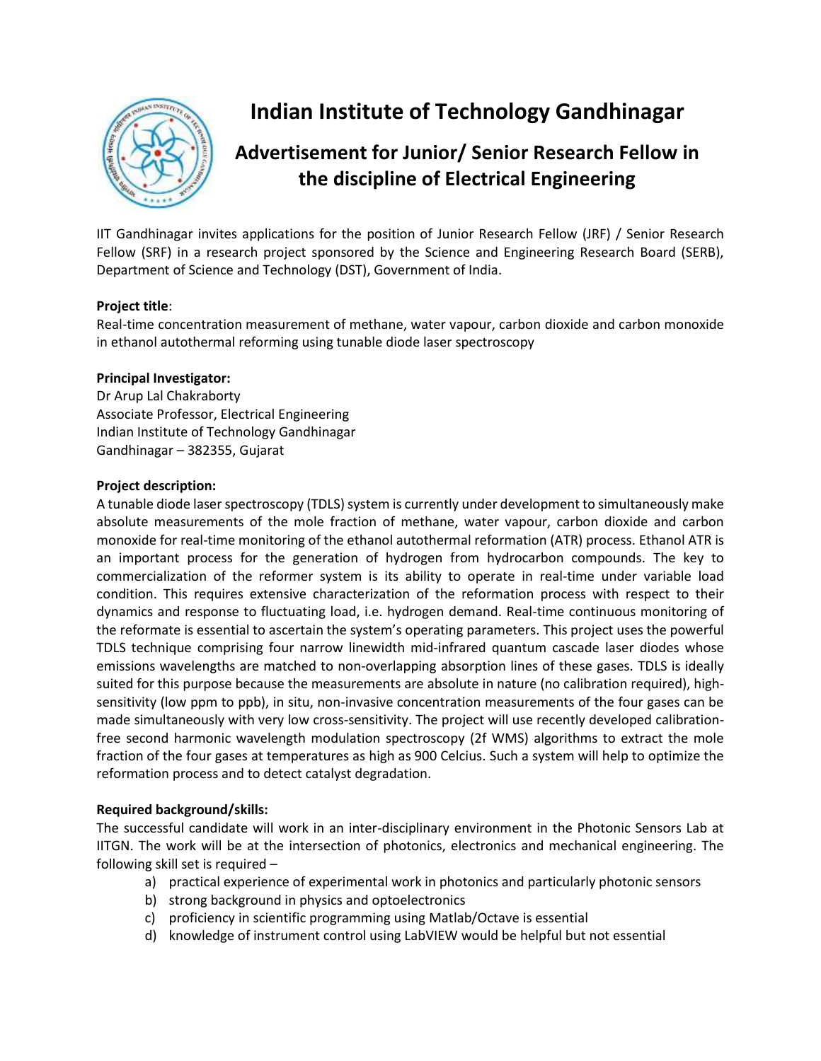# Indian Institute of Technology Gandhinagar

## Advertisement for Junior/ Senior Research Fellow in the discipline of Electrical Engineering

IIT Gandhinagar invites applications for the position of Junior Research Fellow (JRF) / Senior Research Fellow (SRF) in a research project sponsored by the Science and Engineering Research Board (SERB), Department of Science and Technology (DST), Government of India.

**Project title**:
Real-time concentration measurement of methane, water vapour, carbon dioxide and carbon monoxide in ethanol autothermal reforming using tunable diode laser spectroscopy

**Principal Investigator:**
Dr Arup Lal Chakraborty
Associate Professor, Electrical Engineering
Indian Institute of Technology Gandhinagar
Gandhinagar – 382355, Gujarat

**Project description:**
A tunable diode laser spectroscopy (TDLS) system is currently under development to simultaneously make absolute measurements of the mole fraction of methane, water vapour, carbon dioxide and carbon monoxide for real-time monitoring of the ethanol autothermal reformation (ATR) process. Ethanol ATR is an important process for the generation of hydrogen from hydrocarbon compounds. The key to commercialization of the reformer system is its ability to operate in real-time under variable load condition. This requires extensive characterization of the reformation process with respect to their dynamics and response to fluctuating load, i.e. hydrogen demand. Real-time continuous monitoring of the reformate is essential to ascertain the system's operating parameters. This project uses the powerful TDLS technique comprising four narrow linewidth mid-infrared quantum cascade laser diodes whose emissions wavelengths are matched to non-overlapping absorption lines of these gases. TDLS is ideally suited for this purpose because the measurements are absolute in nature (no calibration required), high-sensitivity (low ppm to ppb), in situ, non-invasive concentration measurements of the four gases can be made simultaneously with very low cross-sensitivity. The project will use recently developed calibration-free second harmonic wavelength modulation spectroscopy (2f WMS) algorithms to extract the mole fraction of the four gases at temperatures as high as 900 Celcius. Such a system will help to optimize the reformation process and to detect catalyst degradation.

**Required background/skills:**
The successful candidate will work in an inter-disciplinary environment in the Photonic Sensors Lab at IITGN. The work will be at the intersection of photonics, electronics and mechanical engineering. The following skill set is required –

a) practical experience of experimental work in photonics and particularly photonic sensors
b) strong background in physics and optoelectronics
c) proficiency in scientific programming using Matlab/Octave is essential
d) knowledge of instrument control using LabVIEW would be helpful but not essential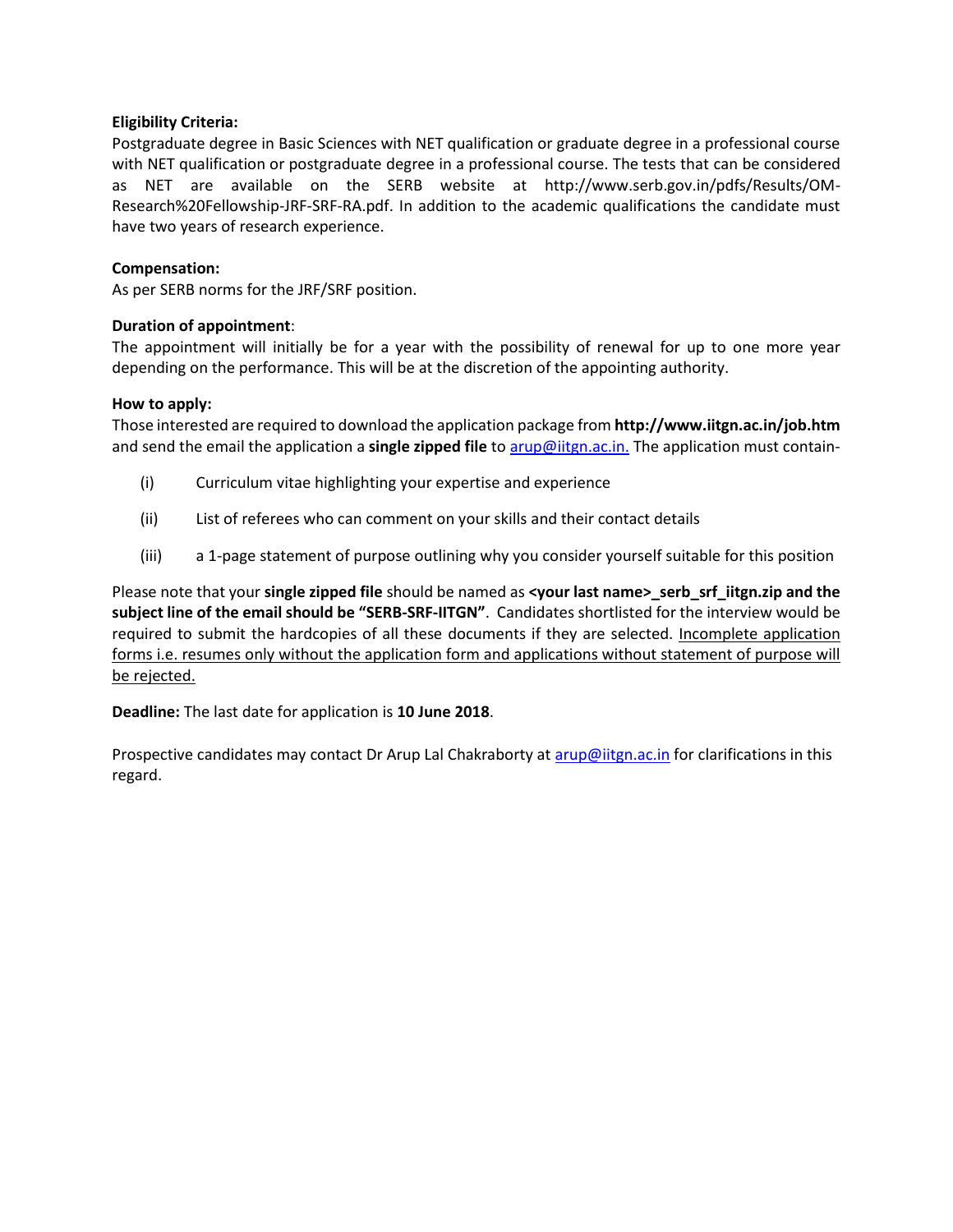**Eligibility Criteria:**

Postgraduate degree in Basic Sciences with NET qualification or graduate degree in a professional course with NET qualification or postgraduate degree in a professional course. The tests that can be considered as NET are available on the SERB website at http://www.serb.gov.in/pdfs/Results/OM-Research%20Fellowship-JRF-SRF-RA.pdf. In addition to the academic qualifications the candidate must have two years of research experience.

**Compensation:**

As per SERB norms for the JRF/SRF position.

**Duration of appointment**:

The appointment will initially be for a year with the possibility of renewal for up to one more year depending on the performance. This will be at the discretion of the appointing authority.

**How to apply:**

Those interested are required to download the application package from **http://www.iitgn.ac.in/job.htm** and send the email the application a **single zipped file** to arup@iitgn.ac.in. The application must contain-

(i) Curriculum vitae highlighting your expertise and experience

(ii) List of referees who can comment on your skills and their contact details

(iii) a 1-page statement of purpose outlining why you consider yourself suitable for this position

Please note that your **single zipped file** should be named as **<your last name>_serb_srf_iitgn.zip and the subject line of the email should be "SERB-SRF-IITGN"**. Candidates shortlisted for the interview would be required to submit the hardcopies of all these documents if they are selected. Incomplete application forms i.e. resumes only without the application form and applications without statement of purpose will be rejected.

**Deadline:** The last date for application is **10 June 2018**.

Prospective candidates may contact Dr Arup Lal Chakraborty at arup@iitgn.ac.in for clarifications in this regard.